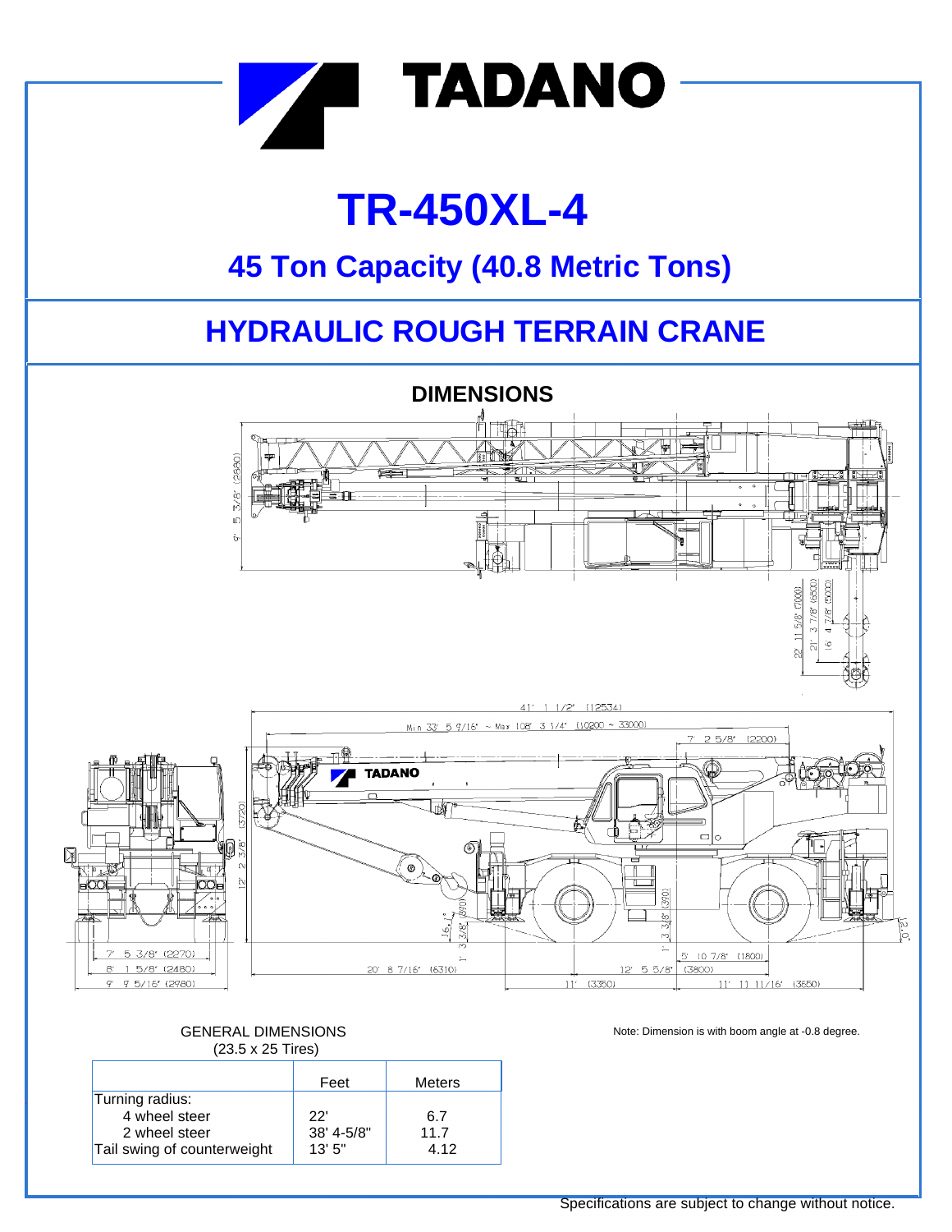# TADANO

# TR-450XL-4

## 45 Ton Capacity (40.8 Metric Tons)

## HYDRAULIC ROUGH TERRAIN CRANE

### DIMENSIONS

GENERAL DIMENSIONS
(23.5 x 25 Tires)

| | Feet | Meters |
|---|---|---|
| Turning radius: | | |
| 4 wheel steer | 22' | 6.7 |
| 2 wheel steer | 38' 4-5/8" | 11.7 |
| Tail swing of counterweight | 13' 5" | 4.12 |

Note: Dimension is with boom angle at -0.8 degree.

Specifications are subject to change without notice.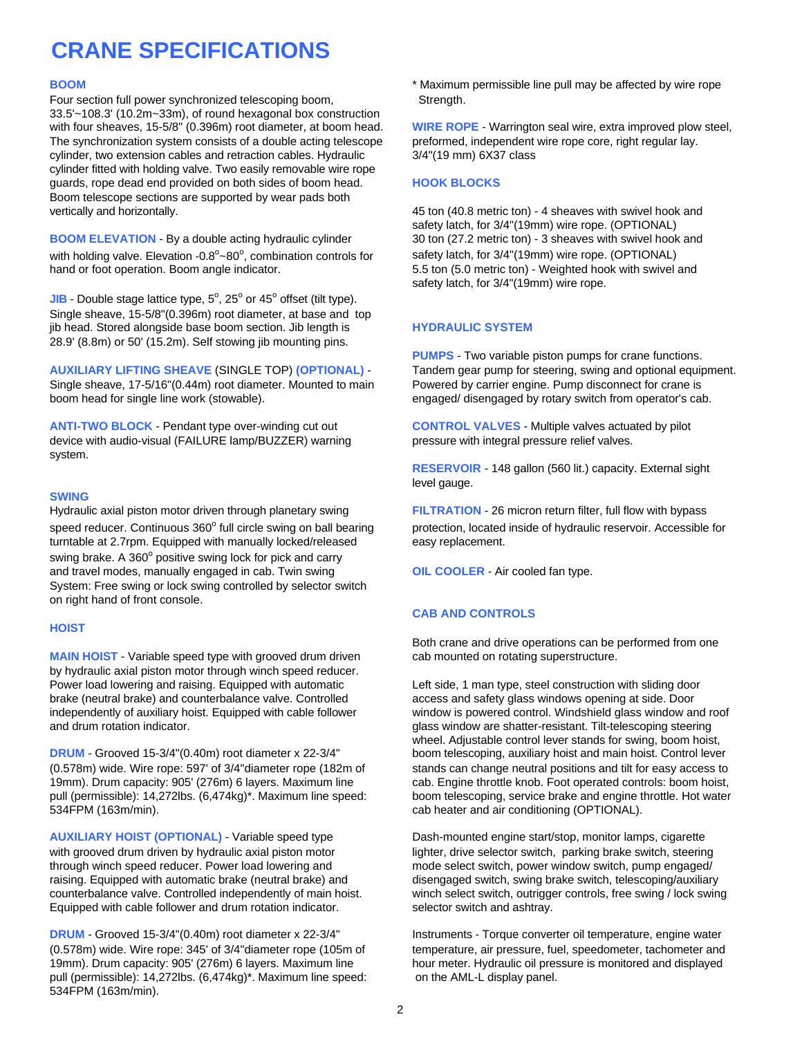# CRANE SPECIFICATIONS

### BOOM

Four section full power synchronized telescoping boom, 33.5'~108.3' (10.2m~33m), of round hexagonal box construction with four sheaves, 15-5/8" (0.396m) root diameter, at boom head. The synchronization system consists of a double acting telescope cylinder, two extension cables and retraction cables. Hydraulic cylinder fitted with holding valve. Two easily removable wire rope guards, rope dead end provided on both sides of boom head. Boom telescope sections are supported by wear pads both vertically and horizontally.

**BOOM ELEVATION** - By a double acting hydraulic cylinder with holding valve. Elevation -0.8°~80°, combination controls for hand or foot operation. Boom angle indicator.

**JIB** - Double stage lattice type, 5°, 25° or 45° offset (tilt type). Single sheave, 15-5/8"(0.396m) root diameter, at base and top jib head. Stored alongside base boom section. Jib length is 28.9' (8.8m) or 50' (15.2m). Self stowing jib mounting pins.

**AUXILIARY LIFTING SHEAVE** (SINGLE TOP) **(OPTIONAL)** - Single sheave, 17-5/16"(0.44m) root diameter. Mounted to main boom head for single line work (stowable).

**ANTI-TWO BLOCK** - Pendant type over-winding cut out device with audio-visual (FAILURE lamp/BUZZER) warning system.

### SWING

Hydraulic axial piston motor driven through planetary swing speed reducer. Continuous 360° full circle swing on ball bearing turntable at 2.7rpm. Equipped with manually locked/released swing brake. A 360° positive swing lock for pick and carry and travel modes, manually engaged in cab. Twin swing System: Free swing or lock swing controlled by selector switch on right hand of front console.

### HOIST

**MAIN HOIST** - Variable speed type with grooved drum driven by hydraulic axial piston motor through winch speed reducer. Power load lowering and raising. Equipped with automatic brake (neutral brake) and counterbalance valve. Controlled independently of auxiliary hoist. Equipped with cable follower and drum rotation indicator.

**DRUM** - Grooved 15-3/4"(0.40m) root diameter x 22-3/4" (0.578m) wide. Wire rope: 597' of 3/4"diameter rope (182m of 19mm). Drum capacity: 905' (276m) 6 layers. Maximum line pull (permissible): 14,272lbs. (6,474kg)*. Maximum line speed: 534FPM (163m/min).

**AUXILIARY HOIST (OPTIONAL)** - Variable speed type with grooved drum driven by hydraulic axial piston motor through winch speed reducer. Power load lowering and raising. Equipped with automatic brake (neutral brake) and counterbalance valve. Controlled independently of main hoist. Equipped with cable follower and drum rotation indicator.

**DRUM** - Grooved 15-3/4"(0.40m) root diameter x 22-3/4" (0.578m) wide. Wire rope: 345' of 3/4"diameter rope (105m of 19mm). Drum capacity: 905' (276m) 6 layers. Maximum line pull (permissible): 14,272lbs. (6,474kg)*. Maximum line speed: 534FPM (163m/min).

* Maximum permissible line pull may be affected by wire rope Strength.

**WIRE ROPE** - Warrington seal wire, extra improved plow steel, preformed, independent wire rope core, right regular lay. 3/4"(19 mm) 6X37 class

### HOOK BLOCKS

45 ton (40.8 metric ton) - 4 sheaves with swivel hook and safety latch, for 3/4"(19mm) wire rope. (OPTIONAL)
30 ton (27.2 metric ton) - 3 sheaves with swivel hook and safety latch, for 3/4"(19mm) wire rope. (OPTIONAL)
5.5 ton (5.0 metric ton) - Weighted hook with swivel and safety latch, for 3/4"(19mm) wire rope.

### HYDRAULIC SYSTEM

**PUMPS** - Two variable piston pumps for crane functions. Tandem gear pump for steering, swing and optional equipment. Powered by carrier engine. Pump disconnect for crane is engaged/ disengaged by rotary switch from operator's cab.

**CONTROL VALVES** - Multiple valves actuated by pilot pressure with integral pressure relief valves.

**RESERVOIR** - 148 gallon (560 lit.) capacity. External sight level gauge.

**FILTRATION** - 26 micron return filter, full flow with bypass protection, located inside of hydraulic reservoir. Accessible for easy replacement.

**OIL COOLER** - Air cooled fan type.

### CAB AND CONTROLS

Both crane and drive operations can be performed from one cab mounted on rotating superstructure.

Left side, 1 man type, steel construction with sliding door access and safety glass windows opening at side. Door window is powered control. Windshield glass window and roof glass window are shatter-resistant. Tilt-telescoping steering wheel. Adjustable control lever stands for swing, boom hoist, boom telescoping, auxiliary hoist and main hoist. Control lever stands can change neutral positions and tilt for easy access to cab. Engine throttle knob. Foot operated controls: boom hoist, boom telescoping, service brake and engine throttle. Hot water cab heater and air conditioning (OPTIONAL).

Dash-mounted engine start/stop, monitor lamps, cigarette lighter, drive selector switch, parking brake switch, steering mode select switch, power window switch, pump engaged/ disengaged switch, swing brake switch, telescoping/auxiliary winch select switch, outrigger controls, free swing / lock swing selector switch and ashtray.

Instruments - Torque converter oil temperature, engine water temperature, air pressure, fuel, speedometer, tachometer and hour meter. Hydraulic oil pressure is monitored and displayed on the AML-L display panel.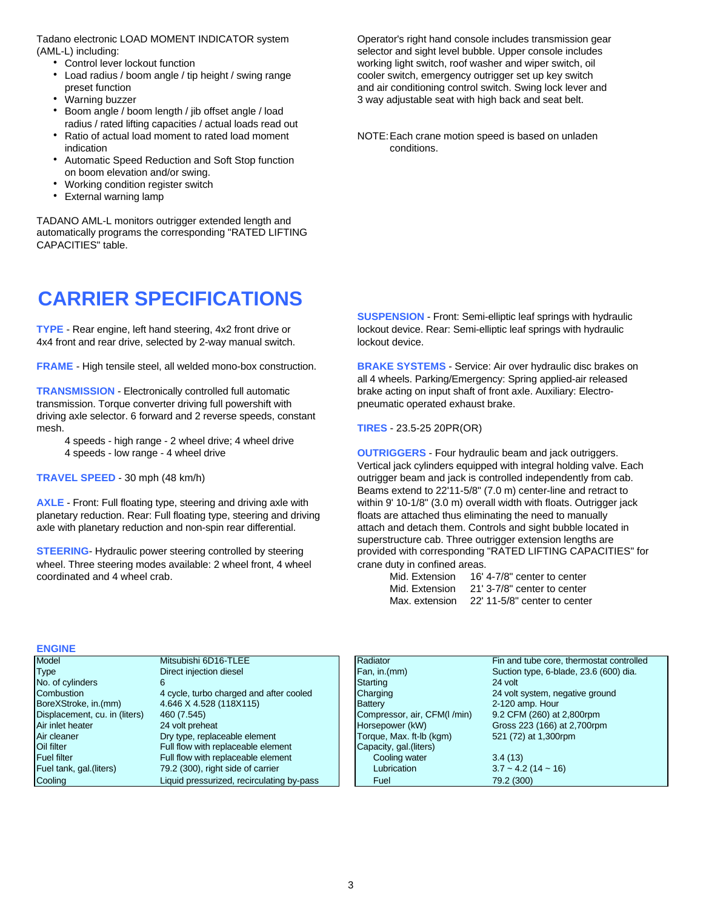Tadano electronic LOAD MOMENT INDICATOR system (AML-L) including:

- Control lever lockout function
- Load radius / boom angle / tip height / swing range preset function
- Warning buzzer
- Boom angle / boom length / jib offset angle / load radius / rated lifting capacities / actual loads read out
- Ratio of actual load moment to rated load moment indication
- Automatic Speed Reduction and Soft Stop function on boom elevation and/or swing.
- Working condition register switch
- External warning lamp

TADANO AML-L monitors outrigger extended length and automatically programs the corresponding "RATED LIFTING CAPACITIES" table.

Operator's right hand console includes transmission gear selector and sight level bubble. Upper console includes working light switch, roof washer and wiper switch, oil cooler switch, emergency outrigger set up key switch and air conditioning control switch. Swing lock lever and 3 way adjustable seat with high back and seat belt.

NOTE: Each crane motion speed is based on unladen conditions.

# CARRIER SPECIFICATIONS

**TYPE** - Rear engine, left hand steering, 4x2 front drive or 4x4 front and rear drive, selected by 2-way manual switch.

**FRAME** - High tensile steel, all welded mono-box construction.

**TRANSMISSION** - Electronically controlled full automatic transmission. Torque converter driving full powershift with driving axle selector. 6 forward and 2 reverse speeds, constant mesh.

4 speeds - high range - 2 wheel drive; 4 wheel drive
4 speeds - low range - 4 wheel drive

**TRAVEL SPEED** - 30 mph (48 km/h)

**AXLE** - Front: Full floating type, steering and driving axle with planetary reduction. Rear: Full floating type, steering and driving axle with planetary reduction and non-spin rear differential.

**STEERING**- Hydraulic power steering controlled by steering wheel. Three steering modes available: 2 wheel front, 4 wheel coordinated and 4 wheel crab.

**SUSPENSION** - Front: Semi-elliptic leaf springs with hydraulic lockout device. Rear: Semi-elliptic leaf springs with hydraulic lockout device.

**BRAKE SYSTEMS** - Service: Air over hydraulic disc brakes on all 4 wheels. Parking/Emergency: Spring applied-air released brake acting on input shaft of front axle. Auxiliary: Electro-pneumatic operated exhaust brake.

**TIRES** - 23.5-25 20PR(OR)

**OUTRIGGERS** - Four hydraulic beam and jack outriggers. Vertical jack cylinders equipped with integral holding valve. Each outrigger beam and jack is controlled independently from cab. Beams extend to 22'11-5/8" (7.0 m) center-line and retract to within 9' 10-1/8" (3.0 m) overall width with floats. Outrigger jack floats are attached thus eliminating the need to manually attach and detach them. Controls and sight bubble located in superstructure cab. Three outrigger extension lengths are provided with corresponding "RATED LIFTING CAPACITIES" for crane duty in confined areas.

| | |
|---|---|
| Mid. Extension | 16' 4-7/8" center to center |
| Mid. Extension | 21' 3-7/8" center to center |
| Max. extension | 22' 11-5/8" center to center |

**ENGINE**

| | |
|---|---|
| Model | Mitsubishi 6D16-TLEE |
| Type | Direct injection diesel |
| No. of cylinders | 6 |
| Combustion | 4 cycle, turbo charged and after cooled |
| BoreXStroke, in.(mm) | 4.646 X 4.528 (118X115) |
| Displacement, cu. in (liters) | 460 (7.545) |
| Air inlet heater | 24 volt preheat |
| Air cleaner | Dry type, replaceable element |
| Oil filter | Full flow with replaceable element |
| Fuel filter | Full flow with replaceable element |
| Fuel tank, gal.(liters) | 79.2 (300), right side of carrier |
| Cooling | Liquid pressurized, recirculating by-pass |

| | |
|---|---|
| Radiator | Fin and tube core, thermostat controlled |
| Fan, in.(mm) | Suction type, 6-blade, 23.6 (600) dia. |
| Starting | 24 volt |
| Charging | 24 volt system, negative ground |
| Battery | 2-120 amp. Hour |
| Compressor, air, CFM(l /min) | 9.2 CFM (260) at 2,800rpm |
| Horsepower (kW) | Gross 223 (166) at 2,700rpm |
| Torque, Max. ft-lb (kgm) | 521 (72) at 1,300rpm |
| Capacity, gal.(liters) | |
| Cooling water | 3.4 (13) |
| Lubrication | 3.7 ~ 4.2 (14 ~ 16) |
| Fuel | 79.2 (300) |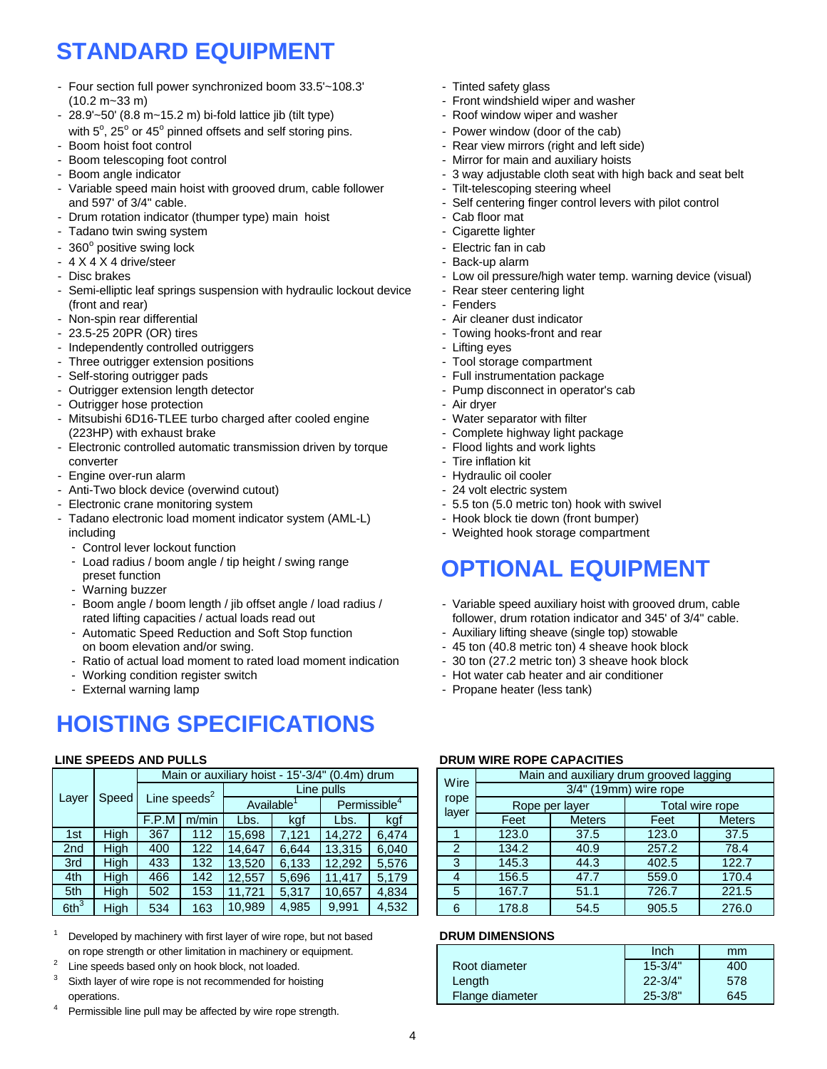# STANDARD EQUIPMENT

- Four section full power synchronized boom 33.5'~108.3' (10.2 m~33 m)
- 28.9'~50' (8.8 m~15.2 m) bi-fold lattice jib (tilt type) with 5°, 25° or 45° pinned offsets and self storing pins.
- Boom hoist foot control
- Boom telescoping foot control
- Boom angle indicator
- Variable speed main hoist with grooved drum, cable follower and 597' of 3/4" cable.
- Drum rotation indicator (thumper type) main hoist
- Tadano twin swing system
- 360° positive swing lock
- 4 X 4 X 4 drive/steer
- Disc brakes
- Semi-elliptic leaf springs suspension with hydraulic lockout device (front and rear)
- Non-spin rear differential
- 23.5-25 20PR (OR) tires
- Independently controlled outriggers
- Three outrigger extension positions
- Self-storing outrigger pads
- Outrigger extension length detector
- Outrigger hose protection
- Mitsubishi 6D16-TLEE turbo charged after cooled engine (223HP) with exhaust brake
- Electronic controlled automatic transmission driven by torque converter
- Engine over-run alarm
- Anti-Two block device (overwind cutout)
- Electronic crane monitoring system
- Tadano electronic load moment indicator system (AML-L) including
  - Control lever lockout function
  - Load radius / boom angle / tip height / swing range preset function
  - Warning buzzer
  - Boom angle / boom length / jib offset angle / load radius / rated lifting capacities / actual loads read out
  - Automatic Speed Reduction and Soft Stop function on boom elevation and/or swing.
  - Ratio of actual load moment to rated load moment indication
  - Working condition register switch
  - External warning lamp
- Tinted safety glass
- Front windshield wiper and washer
- Roof window wiper and washer
- Power window (door of the cab)
- Rear view mirrors (right and left side)
- Mirror for main and auxiliary hoists
- 3 way adjustable cloth seat with high back and seat belt
- Tilt-telescoping steering wheel
- Self centering finger control levers with pilot control
- Cab floor mat
- Cigarette lighter
- Electric fan in cab
- Back-up alarm
- Low oil pressure/high water temp. warning device (visual)
- Rear steer centering light
- Fenders
- Air cleaner dust indicator
- Towing hooks-front and rear
- Lifting eyes
- Tool storage compartment
- Full instrumentation package
- Pump disconnect in operator's cab
- Air dryer
- Water separator with filter
- Complete highway light package
- Flood lights and work lights
- Tire inflation kit
- Hydraulic oil cooler
- 24 volt electric system
- 5.5 ton (5.0 metric ton) hook with swivel
- Hook block tie down (front bumper)
- Weighted hook storage compartment

# OPTIONAL EQUIPMENT

- Variable speed auxiliary hoist with grooved drum, cable follower, drum rotation indicator and 345' of 3/4" cable.
- Auxiliary lifting sheave (single top) stowable
- 45 ton (40.8 metric ton) 4 sheave hook block
- 30 ton (27.2 metric ton) 3 sheave hook block
- Hot water cab heater and air conditioner
- Propane heater (less tank)

# HOISTING SPECIFICATIONS

### LINE SPEEDS AND PULLS

| Layer | Speed | Main or auxiliary hoist - 15'-3/4" (0.4m) drum | | | | | |
|---|---|---|---|---|---|---|---|
| | | Line speeds[2] | | Line pulls | | | |
| | | | | Available[1] | | Permissible[4] | |
| | | F.P.M | m/min | Lbs. | kgf | Lbs. | kgf |
| 1st | High | 367 | 112 | 15,698 | 7,121 | 14,272 | 6,474 |
| 2nd | High | 400 | 122 | 14,647 | 6,644 | 13,315 | 6,040 |
| 3rd | High | 433 | 132 | 13,520 | 6,133 | 12,292 | 5,576 |
| 4th | High | 466 | 142 | 12,557 | 5,696 | 11,417 | 5,179 |
| 5th | High | 502 | 153 | 11,721 | 5,317 | 10,657 | 4,834 |
| 6th[3] | High | 534 | 163 | 10,989 | 4,985 | 9,991 | 4,532 |

[1] Developed by machinery with first layer of wire rope, but not based on rope strength or other limitation in machinery or equipment.

[2] Line speeds based only on hook block, not loaded.

[3] Sixth layer of wire rope is not recommended for hoisting operations.

[4] Permissible line pull may be affected by wire rope strength.

### DRUM WIRE ROPE CAPACITIES

| Wire rope layer | Main and auxiliary drum grooved lagging | | | |
|---|---|---|---|---|
| | 3/4" (19mm) wire rope | | | |
| | Rope per layer | | Total wire rope | |
| | Feet | Meters | Feet | Meters |
| 1 | 123.0 | 37.5 | 123.0 | 37.5 |
| 2 | 134.2 | 40.9 | 257.2 | 78.4 |
| 3 | 145.3 | 44.3 | 402.5 | 122.7 |
| 4 | 156.5 | 47.7 | 559.0 | 170.4 |
| 5 | 167.7 | 51.1 | 726.7 | 221.5 |
| 6 | 178.8 | 54.5 | 905.5 | 276.0 |

### DRUM DIMENSIONS

| | Inch | mm |
|---|---|---|
| Root diameter | 15-3/4" | 400 |
| Length | 22-3/4" | 578 |
| Flange diameter | 25-3/8" | 645 |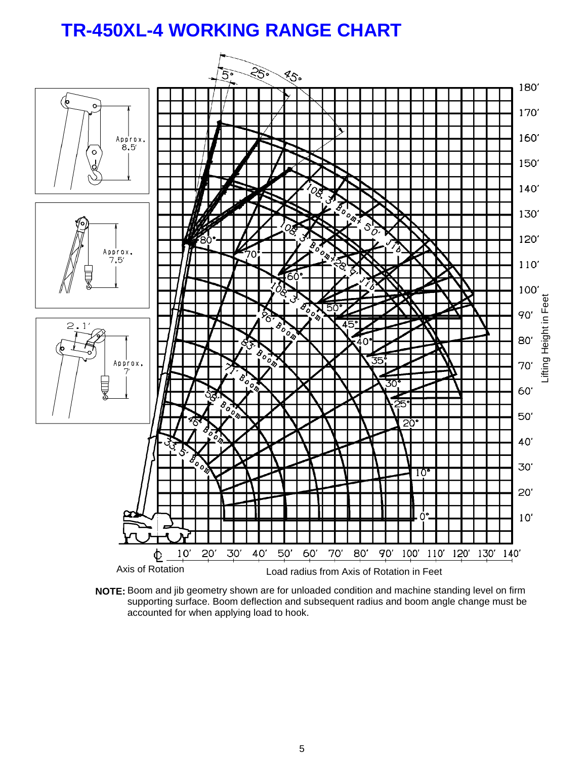# TR-450XL-4 WORKING RANGE CHART

**NOTE:** Boom and jib geometry shown are for unloaded condition and machine standing level on firm supporting surface. Boom deflection and subsequent radius and boom angle change must be accounted for when applying load to hook.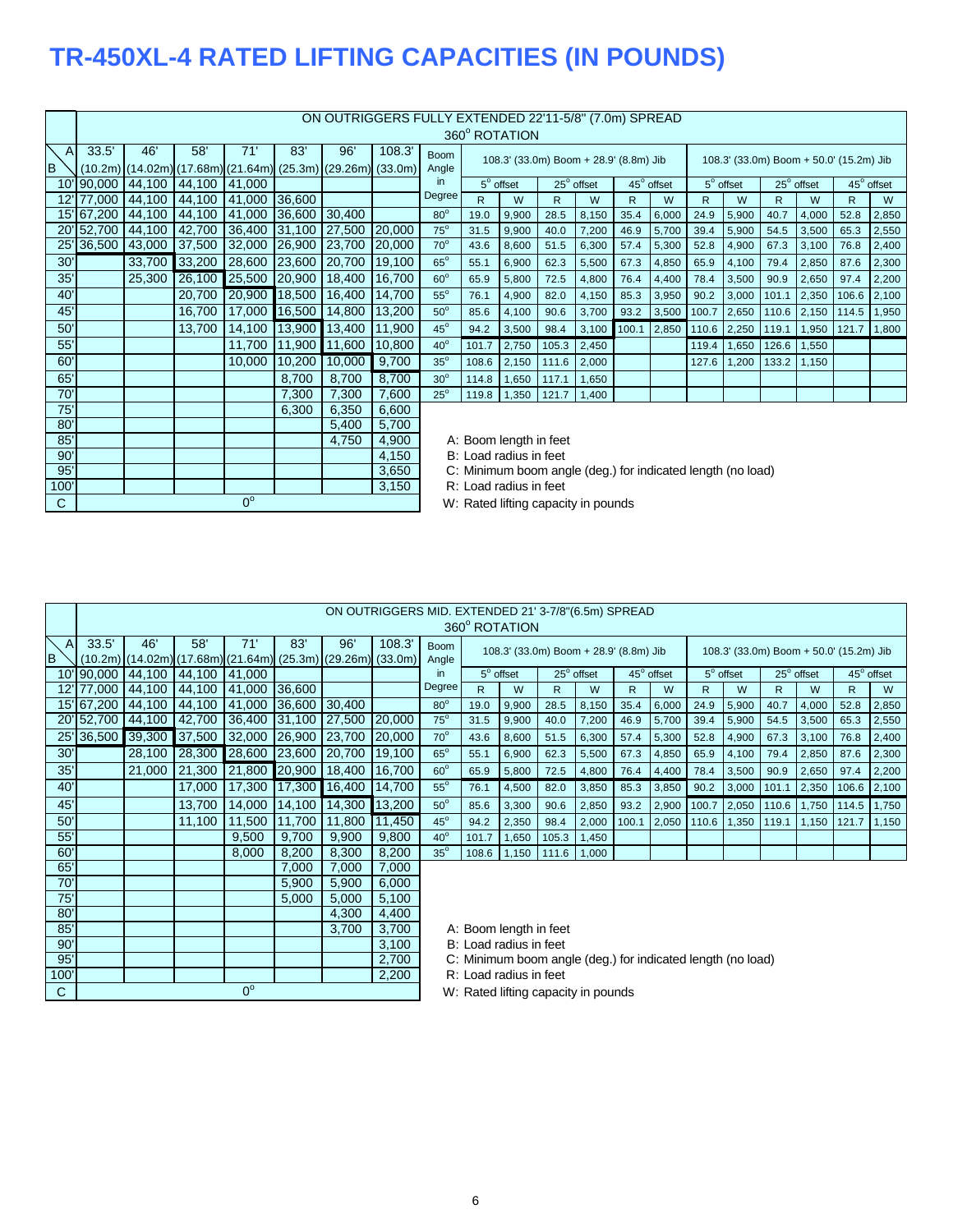# TR-450XL-4 RATED LIFTING CAPACITIES (IN POUNDS)

ON OUTRIGGERS FULLY EXTENDED 22'11-5/8" (7.0m) SPREAD

360° ROTATION

| B \ A | 33.5' (10.2m) | 46' (14.02m) | 58' (17.68m) | 71' (21.64m) | 83' (25.3m) | 96' (29.26m) | 108.3' (33.0m) |
|---|---|---|---|---|---|---|---|
| 10' | 90,000 | 44,100 | 44,100 | 41,000 | | | |
| 12' | 77,000 | 44,100 | 44,100 | 41,000 | 36,600 | | |
| 15' | 67,200 | 44,100 | 44,100 | 41,000 | 36,600 | 30,400 | |
| 20' | 52,700 | 44,100 | 42,700 | 36,400 | 31,100 | 27,500 | 20,000 |
| 25' | 36,500 | 43,000 | 37,500 | 32,000 | 26,900 | 23,700 | 20,000 |
| 30' | | 33,700 | 33,200 | 28,600 | 23,600 | 20,700 | 19,100 |
| 35' | | 25,300 | 26,100 | 25,500 | 20,900 | 18,400 | 16,700 |
| 40' | | | 20,700 | 20,900 | 18,500 | 16,400 | 14,700 |
| 45' | | | 16,700 | 17,000 | 16,500 | 14,800 | 13,200 |
| 50' | | | 13,700 | 14,100 | 13,900 | 13,400 | 11,900 |
| 55' | | | | 11,700 | 11,900 | 11,600 | 10,800 |
| 60' | | | | 10,000 | 10,200 | 10,000 | 9,700 |
| 65' | | | | | 8,700 | 8,700 | 8,700 |
| 70' | | | | | 7,300 | 7,300 | 7,600 |
| 75' | | | | | 6,300 | 6,350 | 6,600 |
| 80' | | | | | | 5,400 | 5,700 |
| 85' | | | | | | 4,750 | 4,900 |
| 90' | | | | | | | 4,150 |
| 95' | | | | | | | 3,650 |
| 100' | | | | | | | 3,150 |
| C | 0° | | | | | | |

| Boom Angle in Degree | 108.3' (33.0m) Boom + 28.9' (8.8m) Jib | | | | | | 108.3' (33.0m) Boom + 50.0' (15.2m) Jib | | | | | |
|---|---|---|---|---|---|---|---|---|---|---|---|---|
| | 5° offset | | 25° offset | | 45° offset | | 5° offset | | 25° offset | | 45° offset | |
| | R | W | R | W | R | W | R | W | R | W | R | W |
| 80° | 19.0 | 9,900 | 28.5 | 8,150 | 35.4 | 6,000 | 24.9 | 5,900 | 40.7 | 4,000 | 52.8 | 2,850 |
| 75° | 31.5 | 9,900 | 40.0 | 7,200 | 46.9 | 5,700 | 39.4 | 5,900 | 54.5 | 3,500 | 65.3 | 2,550 |
| 70° | 43.6 | 8,600 | 51.5 | 6,300 | 57.4 | 5,300 | 52.8 | 4,900 | 67.3 | 3,100 | 76.8 | 2,400 |
| 65° | 55.1 | 6,900 | 62.3 | 5,500 | 67.3 | 4,850 | 65.9 | 4,100 | 79.4 | 2,850 | 87.6 | 2,300 |
| 60° | 65.9 | 5,800 | 72.5 | 4,800 | 76.4 | 4,400 | 78.4 | 3,500 | 90.9 | 2,650 | 97.4 | 2,200 |
| 55° | 76.1 | 4,900 | 82.0 | 4,150 | 85.3 | 3,950 | 90.2 | 3,000 | 101.1 | 2,350 | 106.6 | 2,100 |
| 50° | 85.6 | 4,100 | 90.6 | 3,700 | 93.2 | 3,500 | 100.7 | 2,650 | 110.6 | 2,150 | 114.5 | 1,950 |
| 45° | 94.2 | 3,500 | 98.4 | 3,100 | 100.1 | 2,850 | 110.6 | 2,250 | 119.1 | 1,950 | 121.7 | 1,800 |
| 40° | 101.7 | 2,750 | 105.3 | 2,450 | | | 119.4 | 1,650 | 126.6 | 1,550 | | |
| 35° | 108.6 | 2,150 | 111.6 | 2,000 | | | 127.6 | 1,200 | 133.2 | 1,150 | | |
| 30° | 114.8 | 1,650 | 117.1 | 1,650 | | | | | | | | |
| 25° | 119.8 | 1,350 | 121.7 | 1,400 | | | | | | | | |

A: Boom length in feet
B: Load radius in feet
C: Minimum boom angle (deg.) for indicated length (no load)
R: Load radius in feet
W: Rated lifting capacity in pounds

ON OUTRIGGERS MID. EXTENDED 21' 3-7/8"(6.5m) SPREAD

360° ROTATION

| B \ A | 33.5' (10.2m) | 46' (14.02m) | 58' (17.68m) | 71' (21.64m) | 83' (25.3m) | 96' (29.26m) | 108.3' (33.0m) |
|---|---|---|---|---|---|---|---|
| 10' | 90,000 | 44,100 | 44,100 | 41,000 | | | |
| 12' | 77,000 | 44,100 | 44,100 | 41,000 | 36,600 | | |
| 15' | 67,200 | 44,100 | 44,100 | 41,000 | 36,600 | 30,400 | |
| 20' | 52,700 | 44,100 | 42,700 | 36,400 | 31,100 | 27,500 | 20,000 |
| 25' | 36,500 | 39,300 | 37,500 | 32,000 | 26,900 | 23,700 | 20,000 |
| 30' | | 28,100 | 28,300 | 28,600 | 23,600 | 20,700 | 19,100 |
| 35' | | 21,000 | 21,300 | 21,800 | 20,900 | 18,400 | 16,700 |
| 40' | | | 17,000 | 17,300 | 17,300 | 16,400 | 14,700 |
| 45' | | | 13,700 | 14,000 | 14,100 | 14,300 | 13,200 |
| 50' | | | 11,100 | 11,500 | 11,700 | 11,800 | 11,450 |
| 55' | | | | 9,500 | 9,700 | 9,900 | 9,800 |
| 60' | | | | 8,000 | 8,200 | 8,300 | 8,200 |
| 65' | | | | | 7,000 | 7,000 | 7,000 |
| 70' | | | | | 5,900 | 5,900 | 6,000 |
| 75' | | | | | 5,000 | 5,000 | 5,100 |
| 80' | | | | | | 4,300 | 4,400 |
| 85' | | | | | | 3,700 | 3,700 |
| 90' | | | | | | | 3,100 |
| 95' | | | | | | | 2,700 |
| 100' | | | | | | | 2,200 |
| C | 0° | | | | | | |

| Boom Angle in Degree | 108.3' (33.0m) Boom + 28.9' (8.8m) Jib | | | | | | 108.3' (33.0m) Boom + 50.0' (15.2m) Jib | | | | | |
|---|---|---|---|---|---|---|---|---|---|---|---|---|
| | 5° offset | | 25° offset | | 45° offset | | 5° offset | | 25° offset | | 45° offset | |
| | R | W | R | W | R | W | R | W | R | W | R | W |
| 80° | 19.0 | 9,900 | 28.5 | 8,150 | 35.4 | 6,000 | 24.9 | 5,900 | 40.7 | 4,000 | 52.8 | 2,850 |
| 75° | 31.5 | 9,900 | 40.0 | 7,200 | 46.9 | 5,700 | 39.4 | 5,900 | 54.5 | 3,500 | 65.3 | 2,550 |
| 70° | 43.6 | 8,600 | 51.5 | 6,300 | 57.4 | 5,300 | 52.8 | 4,900 | 67.3 | 3,100 | 76.8 | 2,400 |
| 65° | 55.1 | 6,900 | 62.3 | 5,500 | 67.3 | 4,850 | 65.9 | 4,100 | 79.4 | 2,850 | 87.6 | 2,300 |
| 60° | 65.9 | 5,800 | 72.5 | 4,800 | 76.4 | 4,400 | 78.4 | 3,500 | 90.9 | 2,650 | 97.4 | 2,200 |
| 55° | 76.1 | 4,500 | 82.0 | 3,850 | 85.3 | 3,850 | 90.2 | 3,000 | 101.1 | 2,350 | 106.6 | 2,100 |
| 50° | 85.6 | 3,300 | 90.6 | 2,850 | 93.2 | 2,900 | 100.7 | 2,050 | 110.6 | 1,750 | 114.5 | 1,750 |
| 45° | 94.2 | 2,350 | 98.4 | 2,000 | 100.1 | 2,050 | 110.6 | 1,350 | 119.1 | 1,150 | 121.7 | 1,150 |
| 40° | 101.7 | 1,650 | 105.3 | 1,450 | | | | | | | | |
| 35° | 108.6 | 1,150 | 111.6 | 1,000 | | | | | | | | |

A: Boom length in feet
B: Load radius in feet
C: Minimum boom angle (deg.) for indicated length (no load)
R: Load radius in feet
W: Rated lifting capacity in pounds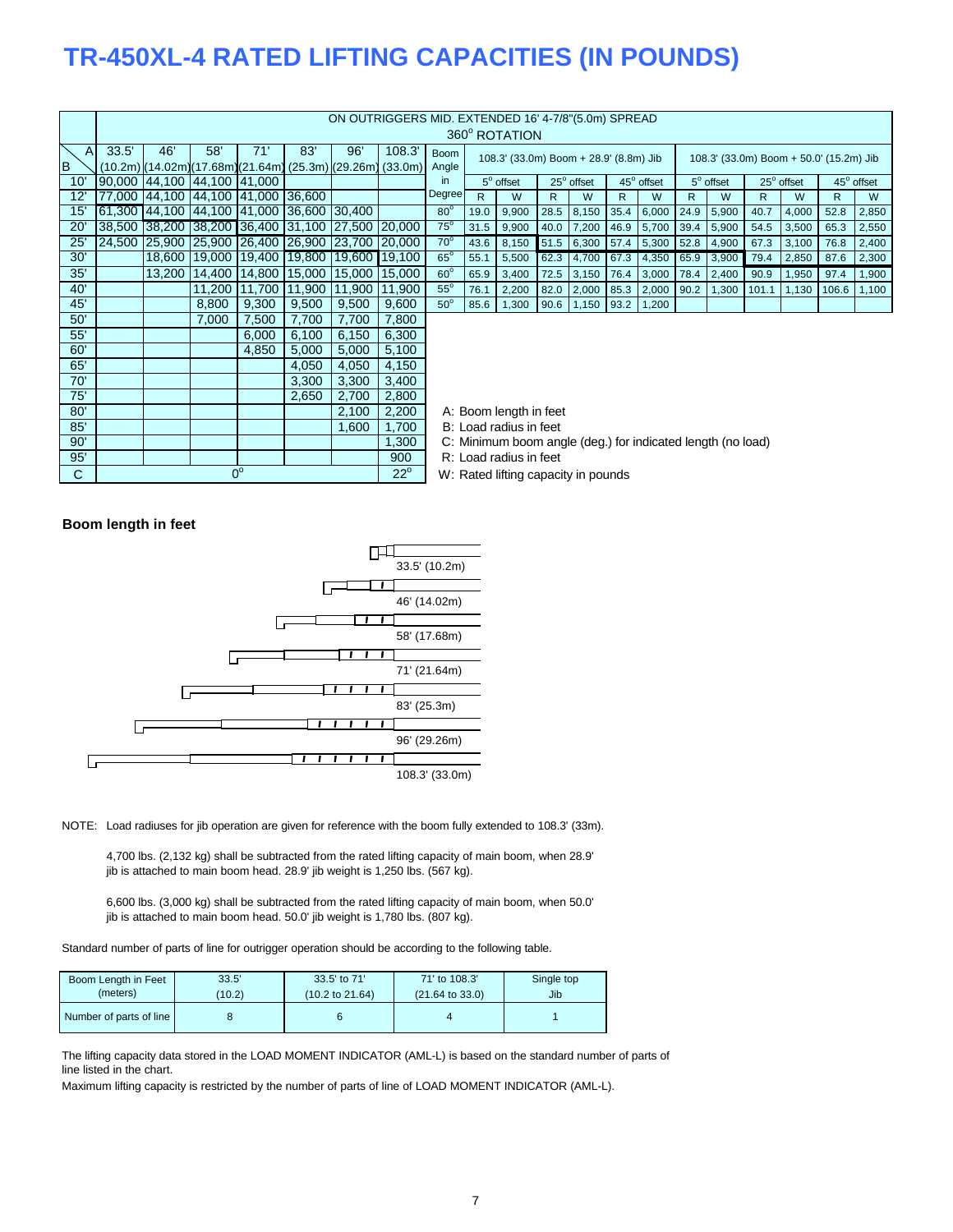# TR-450XL-4 RATED LIFTING CAPACITIES (IN POUNDS)

ON OUTRIGGERS MID. EXTENDED 16' 4-7/8"(5.0m) SPREAD
360° ROTATION

| B \ A | 33.5' (10.2m) | 46' (14.02m) | 58' (17.68m) | 71' (21.64m) | 83' (25.3m) | 96' (29.26m) | 108.3' (33.0m) |
|---|---|---|---|---|---|---|---|
| 10' | 90,000 | 44,100 | 44,100 | 41,000 | | | |
| 12' | 77,000 | 44,100 | 44,100 | 41,000 | 36,600 | | |
| 15' | 61,300 | 44,100 | 44,100 | 41,000 | 36,600 | 30,400 | |
| 20' | 38,500 | 38,200 | 38,200 | 36,400 | 31,100 | 27,500 | 20,000 |
| 25' | 24,500 | 25,900 | 25,900 | 26,400 | 26,900 | 23,700 | 20,000 |
| 30' | | 18,600 | 19,000 | 19,400 | 19,800 | 19,600 | 19,100 |
| 35' | | 13,200 | 14,400 | 14,800 | 15,000 | 15,000 | 15,000 |
| 40' | | | 11,200 | 11,700 | 11,900 | 11,900 | 11,900 |
| 45' | | | 8,800 | 9,300 | 9,500 | 9,500 | 9,600 |
| 50' | | | 7,000 | 7,500 | 7,700 | 7,700 | 7,800 |
| 55' | | | | 6,000 | 6,100 | 6,150 | 6,300 |
| 60' | | | | 4,850 | 5,000 | 5,000 | 5,100 |
| 65' | | | | | 4,050 | 4,050 | 4,150 |
| 70' | | | | | 3,300 | 3,300 | 3,400 |
| 75' | | | | | 2,650 | 2,700 | 2,800 |
| 80' | | | | | | 2,100 | 2,200 |
| 85' | | | | | | 1,600 | 1,700 |
| 90' | | | | | | | 1,300 |
| 95' | | | | | | | 900 |
| C | 0° | | | | | | 22° |

| Boom Angle in Degree | 108.3' (33.0m) Boom + 28.9' (8.8m) Jib | | | | | | 108.3' (33.0m) Boom + 50.0' (15.2m) Jib | | | | | |
|---|---|---|---|---|---|---|---|---|---|---|---|---|
| | 5° offset | | 25° offset | | 45° offset | | 5° offset | | 25° offset | | 45° offset | |
| | R | W | R | W | R | W | R | W | R | W | R | W |
| 80° | 19.0 | 9,900 | 28.5 | 8,150 | 35.4 | 6,000 | 24.9 | 5,900 | 40.7 | 4,000 | 52.8 | 2,850 |
| 75° | 31.5 | 9,900 | 40.0 | 7,200 | 46.9 | 5,700 | 39.4 | 5,900 | 54.5 | 3,500 | 65.3 | 2,550 |
| 70° | 43.6 | 8,150 | 51.5 | 6,300 | 57.4 | 5,300 | 52.8 | 4,900 | 67.3 | 3,100 | 76.8 | 2,400 |
| 65° | 55.1 | 5,500 | 62.3 | 4,700 | 67.3 | 4,350 | 65.9 | 3,900 | 79.4 | 2,850 | 87.6 | 2,300 |
| 60° | 65.9 | 3,400 | 72.5 | 3,150 | 76.4 | 3,000 | 78.4 | 2,400 | 90.9 | 1,950 | 97.4 | 1,900 |
| 55° | 76.1 | 2,200 | 82.0 | 2,000 | 85.3 | 2,000 | 90.2 | 1,300 | 101.1 | 1,130 | 106.6 | 1,100 |
| 50° | 85.6 | 1,300 | 90.6 | 1,150 | 93.2 | 1,200 | | | | | | |

A: Boom length in feet
B: Load radius in feet
C: Minimum boom angle (deg.) for indicated length (no load)
R: Load radius in feet
W: Rated lifting capacity in pounds

**Boom length in feet**

33.5' (10.2m)
46' (14.02m)
58' (17.68m)
71' (21.64m)
83' (25.3m)
96' (29.26m)
108.3' (33.0m)

NOTE: Load radiuses for jib operation are given for reference with the boom fully extended to 108.3' (33m).

4,700 lbs. (2,132 kg) shall be subtracted from the rated lifting capacity of main boom, when 28.9' jib is attached to main boom head. 28.9' jib weight is 1,250 lbs. (567 kg).

6,600 lbs. (3,000 kg) shall be subtracted from the rated lifting capacity of main boom, when 50.0' jib is attached to main boom head. 50.0' jib weight is 1,780 lbs. (807 kg).

Standard number of parts of line for outrigger operation should be according to the following table.

| Boom Length in Feet (meters) | 33.5' (10.2) | 33.5' to 71' (10.2 to 21.64) | 71' to 108.3' (21.64 to 33.0) | Single top Jib |
|---|---|---|---|---|
| Number of parts of line | 8 | 6 | 4 | 1 |

The lifting capacity data stored in the LOAD MOMENT INDICATOR (AML-L) is based on the standard number of parts of line listed in the chart.

Maximum lifting capacity is restricted by the number of parts of line of LOAD MOMENT INDICATOR (AML-L).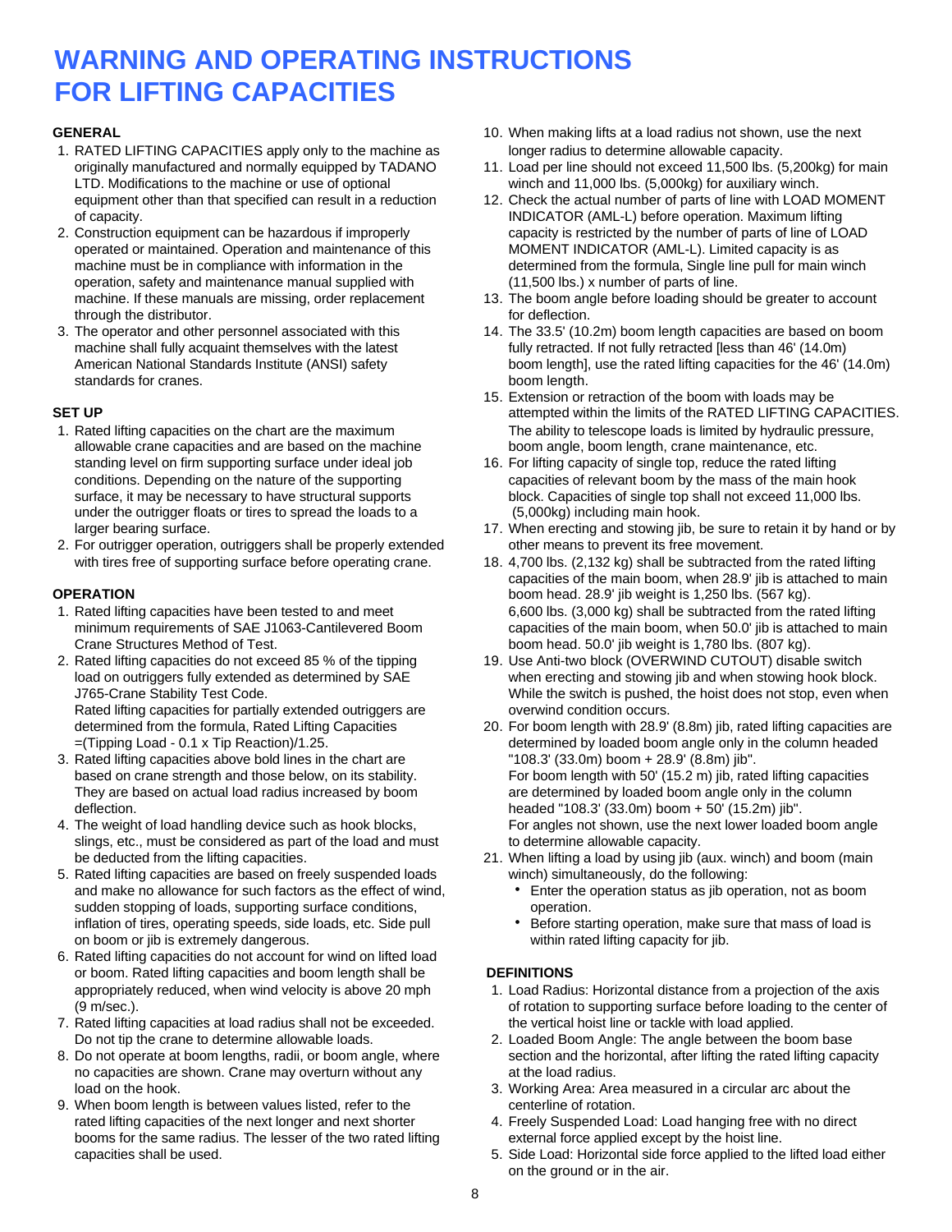# WARNING AND OPERATING INSTRUCTIONS FOR LIFTING CAPACITIES

### GENERAL

1. RATED LIFTING CAPACITIES apply only to the machine as originally manufactured and normally equipped by TADANO LTD. Modifications to the machine or use of optional equipment other than that specified can result in a reduction of capacity.
2. Construction equipment can be hazardous if improperly operated or maintained. Operation and maintenance of this machine must be in compliance with information in the operation, safety and maintenance manual supplied with machine. If these manuals are missing, order replacement through the distributor.
3. The operator and other personnel associated with this machine shall fully acquaint themselves with the latest American National Standards Institute (ANSI) safety standards for cranes.

### SET UP

1. Rated lifting capacities on the chart are the maximum allowable crane capacities and are based on the machine standing level on firm supporting surface under ideal job conditions. Depending on the nature of the supporting surface, it may be necessary to have structural supports under the outrigger floats or tires to spread the loads to a larger bearing surface.
2. For outrigger operation, outriggers shall be properly extended with tires free of supporting surface before operating crane.

### OPERATION

1. Rated lifting capacities have been tested to and meet minimum requirements of SAE J1063-Cantilevered Boom Crane Structures Method of Test.
2. Rated lifting capacities do not exceed 85 % of the tipping load on outriggers fully extended as determined by SAE J765-Crane Stability Test Code.
   Rated lifting capacities for partially extended outriggers are determined from the formula, Rated Lifting Capacities =(Tipping Load - 0.1 x Tip Reaction)/1.25.
3. Rated lifting capacities above bold lines in the chart are based on crane strength and those below, on its stability. They are based on actual load radius increased by boom deflection.
4. The weight of load handling device such as hook blocks, slings, etc., must be considered as part of the load and must be deducted from the lifting capacities.
5. Rated lifting capacities are based on freely suspended loads and make no allowance for such factors as the effect of wind, sudden stopping of loads, supporting surface conditions, inflation of tires, operating speeds, side loads, etc. Side pull on boom or jib is extremely dangerous.
6. Rated lifting capacities do not account for wind on lifted load or boom. Rated lifting capacities and boom length shall be appropriately reduced, when wind velocity is above 20 mph (9 m/sec.).
7. Rated lifting capacities at load radius shall not be exceeded. Do not tip the crane to determine allowable loads.
8. Do not operate at boom lengths, radii, or boom angle, where no capacities are shown. Crane may overturn without any load on the hook.
9. When boom length is between values listed, refer to the rated lifting capacities of the next longer and next shorter booms for the same radius. The lesser of the two rated lifting capacities shall be used.
10. When making lifts at a load radius not shown, use the next longer radius to determine allowable capacity.
11. Load per line should not exceed 11,500 lbs. (5,200kg) for main winch and 11,000 lbs. (5,000kg) for auxiliary winch.
12. Check the actual number of parts of line with LOAD MOMENT INDICATOR (AML-L) before operation. Maximum lifting capacity is restricted by the number of parts of line of LOAD MOMENT INDICATOR (AML-L). Limited capacity is as determined from the formula, Single line pull for main winch (11,500 lbs.) x number of parts of line.
13. The boom angle before loading should be greater to account for deflection.
14. The 33.5' (10.2m) boom length capacities are based on boom fully retracted. If not fully retracted [less than 46' (14.0m) boom length], use the rated lifting capacities for the 46' (14.0m) boom length.
15. Extension or retraction of the boom with loads may be attempted within the limits of the RATED LIFTING CAPACITIES. The ability to telescope loads is limited by hydraulic pressure, boom angle, boom length, crane maintenance, etc.
16. For lifting capacity of single top, reduce the rated lifting capacities of relevant boom by the mass of the main hook block. Capacities of single top shall not exceed 11,000 lbs. (5,000kg) including main hook.
17. When erecting and stowing jib, be sure to retain it by hand or by other means to prevent its free movement.
18. 4,700 lbs. (2,132 kg) shall be subtracted from the rated lifting capacities of the main boom, when 28.9' jib is attached to main boom head. 28.9' jib weight is 1,250 lbs. (567 kg).
    6,600 lbs. (3,000 kg) shall be subtracted from the rated lifting capacities of the main boom, when 50.0' jib is attached to main boom head. 50.0' jib weight is 1,780 lbs. (807 kg).
19. Use Anti-two block (OVERWIND CUTOUT) disable switch when erecting and stowing jib and when stowing hook block. While the switch is pushed, the hoist does not stop, even when overwind condition occurs.
20. For boom length with 28.9' (8.8m) jib, rated lifting capacities are determined by loaded boom angle only in the column headed "108.3' (33.0m) boom + 28.9' (8.8m) jib".
    For boom length with 50' (15.2 m) jib, rated lifting capacities are determined by loaded boom angle only in the column headed "108.3' (33.0m) boom + 50' (15.2m) jib".
    For angles not shown, use the next lower loaded boom angle to determine allowable capacity.
21. When lifting a load by using jib (aux. winch) and boom (main winch) simultaneously, do the following:
    - Enter the operation status as jib operation, not as boom operation.
    - Before starting operation, make sure that mass of load is within rated lifting capacity for jib.

### DEFINITIONS

1. Load Radius: Horizontal distance from a projection of the axis of rotation to supporting surface before loading to the center of the vertical hoist line or tackle with load applied.
2. Loaded Boom Angle: The angle between the boom base section and the horizontal, after lifting the rated lifting capacity at the load radius.
3. Working Area: Area measured in a circular arc about the centerline of rotation.
4. Freely Suspended Load: Load hanging free with no direct external force applied except by the hoist line.
5. Side Load: Horizontal side force applied to the lifted load either on the ground or in the air.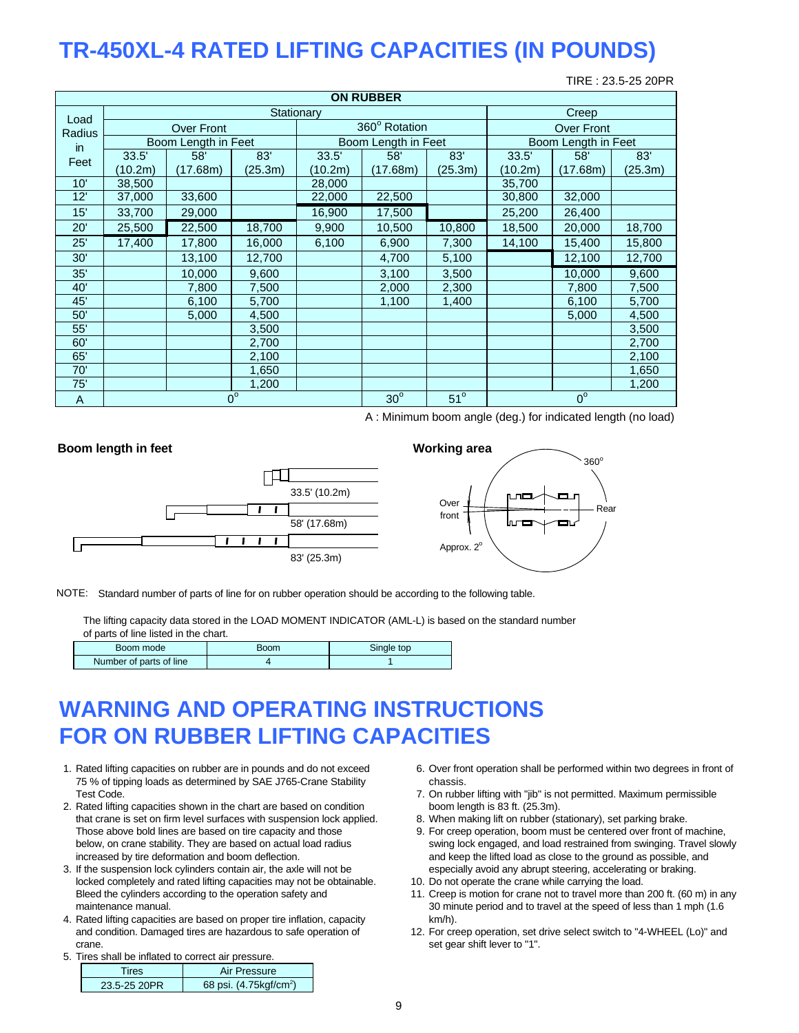# TR-450XL-4 RATED LIFTING CAPACITIES (IN POUNDS)

TIRE : 23.5-25 20PR

| Load Radius in Feet | ON RUBBER | | | | | | | | |
|---|---|---|---|---|---|---|---|---|---|
| | Stationary | | | | | | Creep | | |
| | Over Front | | | 360° Rotation | | | Over Front | | |
| | Boom Length in Feet | | | Boom Length in Feet | | | Boom Length in Feet | | |
| | 33.5' (10.2m) | 58' (17.68m) | 83' (25.3m) | 33.5' (10.2m) | 58' (17.68m) | 83' (25.3m) | 33.5' (10.2m) | 58' (17.68m) | 83' (25.3m) |
| 10' | 38,500 | | | 28,000 | | | 35,700 | | |
| 12' | 37,000 | 33,600 | | 22,000 | 22,500 | | 30,800 | 32,000 | |
| 15' | 33,700 | 29,000 | | 16,900 | 17,500 | | 25,200 | 26,400 | |
| 20' | 25,500 | 22,500 | 18,700 | 9,900 | 10,500 | 10,800 | 18,500 | 20,000 | 18,700 |
| 25' | 17,400 | 17,800 | 16,000 | 6,100 | 6,900 | 7,300 | 14,100 | 15,400 | 15,800 |
| 30' | | 13,100 | 12,700 | | 4,700 | 5,100 | | 12,100 | 12,700 |
| 35' | | 10,000 | 9,600 | | 3,100 | 3,500 | | 10,000 | 9,600 |
| 40' | | 7,800 | 7,500 | | 2,000 | 2,300 | | 7,800 | 7,500 |
| 45' | | 6,100 | 5,700 | | 1,100 | 1,400 | | 6,100 | 5,700 |
| 50' | | 5,000 | 4,500 | | | | | 5,000 | 4,500 |
| 55' | | | 3,500 | | | | | | 3,500 |
| 60' | | | 2,700 | | | | | | 2,700 |
| 65' | | | 2,100 | | | | | | 2,100 |
| 70' | | | 1,650 | | | | | | 1,650 |
| 75' | | | 1,200 | | | | | | 1,200 |
| A | 0° | | | | 30° | 51° | 0° | | |

A : Minimum boom angle (deg.) for indicated length (no load)

**Boom length in feet**

33.5' (10.2m)

58' (17.68m)

83' (25.3m)

**Working area**

360°

Over front

Rear

Approx. 2°

NOTE: Standard number of parts of line for on rubber operation should be according to the following table.

The lifting capacity data stored in the LOAD MOMENT INDICATOR (AML-L) is based on the standard number of parts of line listed in the chart.

| Boom mode | Boom | Single top |
|---|---|---|
| Number of parts of line | 4 | 1 |

# WARNING AND OPERATING INSTRUCTIONS FOR ON RUBBER LIFTING CAPACITIES

1. Rated lifting capacities on rubber are in pounds and do not exceed 75 % of tipping loads as determined by SAE J765-Crane Stability Test Code.
2. Rated lifting capacities shown in the chart are based on condition that crane is set on firm level surfaces with suspension lock applied. Those above bold lines are based on tire capacity and those below, on crane stability. They are based on actual load radius increased by tire deformation and boom deflection.
3. If the suspension lock cylinders contain air, the axle will not be locked completely and rated lifting capacities may not be obtainable. Bleed the cylinders according to the operation safety and maintenance manual.
4. Rated lifting capacities are based on proper tire inflation, capacity and condition. Damaged tires are hazardous to safe operation of crane.
5. Tires shall be inflated to correct air pressure.

| Tires | Air Pressure |
|---|---|
| 23.5-25 20PR | 68 psi. (4.75kgf/cm²) |

6. Over front operation shall be performed within two degrees in front of chassis.
7. On rubber lifting with "jib" is not permitted. Maximum permissible boom length is 83 ft. (25.3m).
8. When making lift on rubber (stationary), set parking brake.
9. For creep operation, boom must be centered over front of machine, swing lock engaged, and load restrained from swinging. Travel slowly and keep the lifted load as close to the ground as possible, and especially avoid any abrupt steering, accelerating or braking.
10. Do not operate the crane while carrying the load.
11. Creep is motion for crane not to travel more than 200 ft. (60 m) in any 30 minute period and to travel at the speed of less than 1 mph (1.6 km/h).
12. For creep operation, set drive select switch to "4-WHEEL (Lo)" and set gear shift lever to "1".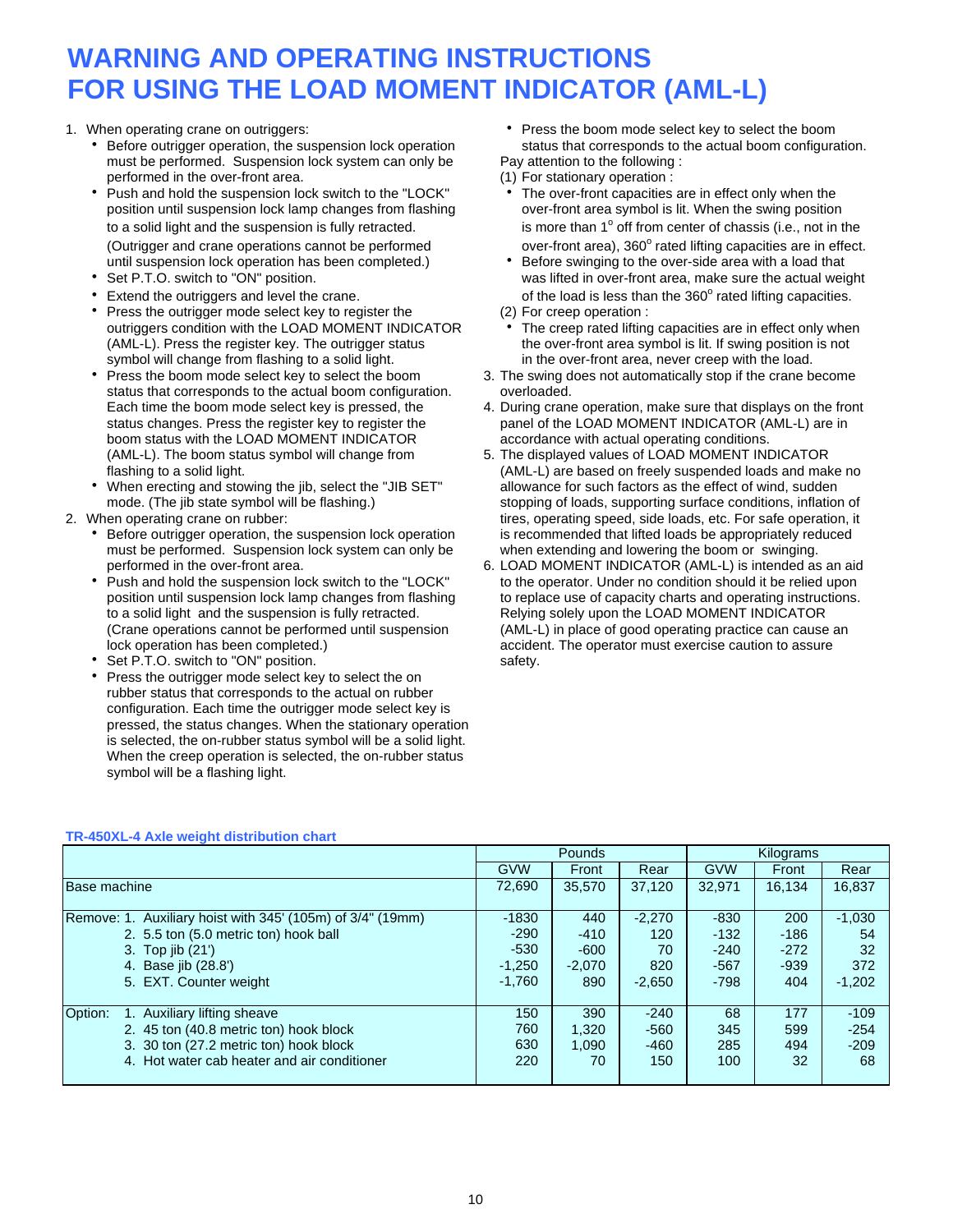# WARNING AND OPERATING INSTRUCTIONS FOR USING THE LOAD MOMENT INDICATOR (AML-L)

1. When operating crane on outriggers:
   - Before outrigger operation, the suspension lock operation must be performed. Suspension lock system can only be performed in the over-front area.
   - Push and hold the suspension lock switch to the "LOCK" position until suspension lock lamp changes from flashing to a solid light and the suspension is fully retracted.
     (Outrigger and crane operations cannot be performed until suspension lock operation has been completed.)
   - Set P.T.O. switch to "ON" position.
   - Extend the outriggers and level the crane.
   - Press the outrigger mode select key to register the outriggers condition with the LOAD MOMENT INDICATOR (AML-L). Press the register key. The outrigger status symbol will change from flashing to a solid light.
   - Press the boom mode select key to select the boom status that corresponds to the actual boom configuration. Each time the boom mode select key is pressed, the status changes. Press the register key to register the boom status with the LOAD MOMENT INDICATOR (AML-L). The boom status symbol will change from flashing to a solid light.
   - When erecting and stowing the jib, select the "JIB SET" mode. (The jib state symbol will be flashing.)
2. When operating crane on rubber:
   - Before outrigger operation, the suspension lock operation must be performed. Suspension lock system can only be performed in the over-front area.
   - Push and hold the suspension lock switch to the "LOCK" position until suspension lock lamp changes from flashing to a solid light and the suspension is fully retracted. (Crane operations cannot be performed until suspension lock operation has been completed.)
   - Set P.T.O. switch to "ON" position.
   - Press the outrigger mode select key to select the on rubber status that corresponds to the actual on rubber configuration. Each time the outrigger mode select key is pressed, the status changes. When the stationary operation is selected, the on-rubber status symbol will be a solid light. When the creep operation is selected, the on-rubber status symbol will be a flashing light.
   - Press the boom mode select key to select the boom status that corresponds to the actual boom configuration.

   Pay attention to the following :

   (1) For stationary operation :
   - The over-front capacities are in effect only when the over-front area symbol is lit. When the swing position is more than 1° off from center of chassis (i.e., not in the over-front area), 360° rated lifting capacities are in effect.
   - Before swinging to the over-side area with a load that was lifted in over-front area, make sure the actual weight of the load is less than the 360° rated lifting capacities.

   (2) For creep operation :
   - The creep rated lifting capacities are in effect only when the over-front area symbol is lit. If swing position is not in the over-front area, never creep with the load.
3. The swing does not automatically stop if the crane become overloaded.
4. During crane operation, make sure that displays on the front panel of the LOAD MOMENT INDICATOR (AML-L) are in accordance with actual operating conditions.
5. The displayed values of LOAD MOMENT INDICATOR (AML-L) are based on freely suspended loads and make no allowance for such factors as the effect of wind, sudden stopping of loads, supporting surface conditions, inflation of tires, operating speed, side loads, etc. For safe operation, it is recommended that lifted loads be appropriately reduced when extending and lowering the boom or swinging.
6. LOAD MOMENT INDICATOR (AML-L) is intended as an aid to the operator. Under no condition should it be relied upon to replace use of capacity charts and operating instructions. Relying solely upon the LOAD MOMENT INDICATOR (AML-L) in place of good operating practice can cause an accident. The operator must exercise caution to assure safety.

**TR-450XL-4 Axle weight distribution chart**

| | Pounds | | | Kilograms | | |
|---|---|---|---|---|---|---|
| | GVW | Front | Rear | GVW | Front | Rear |
| Base machine | 72,690 | 35,570 | 37,120 | 32,971 | 16,134 | 16,837 |
| Remove: 1. Auxiliary hoist with 345' (105m) of 3/4" (19mm) | -1830 | 440 | -2,270 | -830 | 200 | -1,030 |
| 2. 5.5 ton (5.0 metric ton) hook ball | -290 | -410 | 120 | -132 | -186 | 54 |
| 3. Top jib (21') | -530 | -600 | 70 | -240 | -272 | 32 |
| 4. Base jib (28.8') | -1,250 | -2,070 | 820 | -567 | -939 | 372 |
| 5. EXT. Counter weight | -1,760 | 890 | -2,650 | -798 | 404 | -1,202 |
| Option: 1. Auxiliary lifting sheave | 150 | 390 | -240 | 68 | 177 | -109 |
| 2. 45 ton (40.8 metric ton) hook block | 760 | 1,320 | -560 | 345 | 599 | -254 |
| 3. 30 ton (27.2 metric ton) hook block | 630 | 1,090 | -460 | 285 | 494 | -209 |
| 4. Hot water cab heater and air conditioner | 220 | 70 | 150 | 100 | 32 | 68 |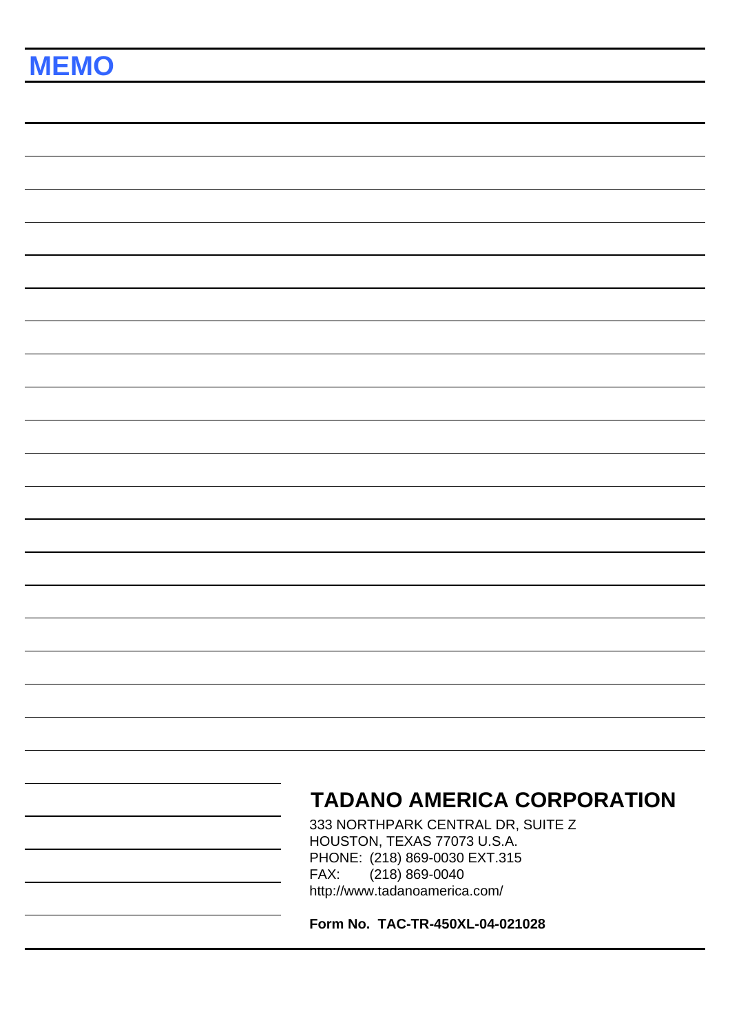# MEMO

## TADANO AMERICA CORPORATION

333 NORTHPARK CENTRAL DR, SUITE Z
HOUSTON, TEXAS 77073 U.S.A.
PHONE: (218) 869-0030 EXT.315
FAX: (218) 869-0040
http://www.tadanoamerica.com/

**Form No. TAC-TR-450XL-04-021028**